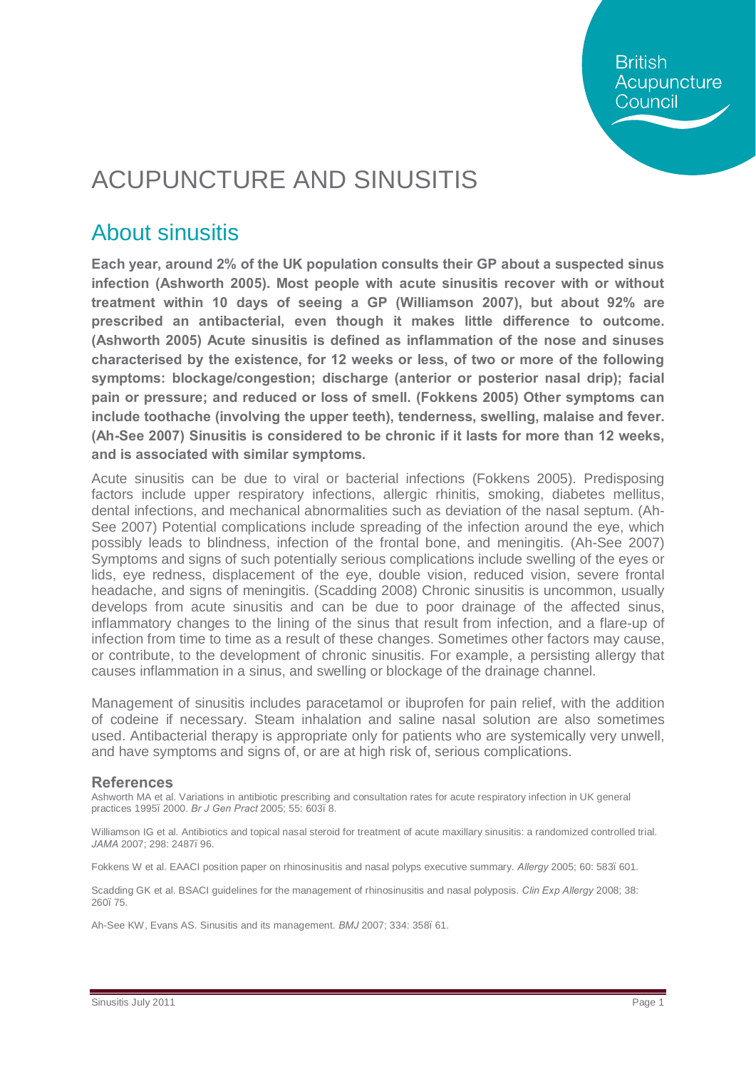# ACUPUNCTURE AND SINUSITIS

## About sinusitis

**Each year, around 2% of the UK population consults their GP about a suspected sinus infection (Ashworth 2005). Most people with acute sinusitis recover with or without treatment within 10 days of seeing a GP (Williamson 2007), but about 92% are prescribed an antibacterial, even though it makes little difference to outcome. (Ashworth 2005) Acute sinusitis is defined as inflammation of the nose and sinuses characterised by the existence, for 12 weeks or less, of two or more of the following symptoms: blockage/congestion; discharge (anterior or posterior nasal drip); facial pain or pressure; and reduced or loss of smell. (Fokkens 2005) Other symptoms can include toothache (involving the upper teeth), tenderness, swelling, malaise and fever. (Ah-See 2007) Sinusitis is considered to be chronic if it lasts for more than 12 weeks, and is associated with similar symptoms.**

Acute sinusitis can be due to viral or bacterial infections (Fokkens 2005). Predisposing factors include upper respiratory infections, allergic rhinitis, smoking, diabetes mellitus, dental infections, and mechanical abnormalities such as deviation of the nasal septum. (Ah-See 2007) Potential complications include spreading of the infection around the eye, which possibly leads to blindness, infection of the frontal bone, and meningitis. (Ah-See 2007) Symptoms and signs of such potentially serious complications include swelling of the eyes or lids, eye redness, displacement of the eye, double vision, reduced vision, severe frontal headache, and signs of meningitis. (Scadding 2008) Chronic sinusitis is uncommon, usually develops from acute sinusitis and can be due to poor drainage of the affected sinus, inflammatory changes to the lining of the sinus that result from infection, and a flare-up of infection from time to time as a result of these changes. Sometimes other factors may cause, or contribute, to the development of chronic sinusitis. For example, a persisting allergy that causes inflammation in a sinus, and swelling or blockage of the drainage channel.

Management of sinusitis includes paracetamol or ibuprofen for pain relief, with the addition of codeine if necessary. Steam inhalation and saline nasal solution are also sometimes used. Antibacterial therapy is appropriate only for patients who are systemically very unwell, and have symptoms and signs of, or are at high risk of, serious complications.

### References

Ashworth MA et al. Variations in antibiotic prescribing and consultation rates for acute respiratory infection in UK general practices 1995ï 2000. *Br J Gen Pract* 2005; 55: 603ï 8.

Williamson IG et al. Antibiotics and topical nasal steroid for treatment of acute maxillary sinusitis: a randomized controlled trial. *JAMA* 2007; 298: 2487ï 96.

Fokkens W et al. EAACI position paper on rhinosinusitis and nasal polyps executive summary. *Allergy* 2005; 60: 583ï 601.

Scadding GK et al. BSACI guidelines for the management of rhinosinusitis and nasal polyposis. *Clin Exp Allergy* 2008; 38: 260ï 75.

Ah-See KW, Evans AS. Sinusitis and its management. *BMJ* 2007; 334: 358ï 61.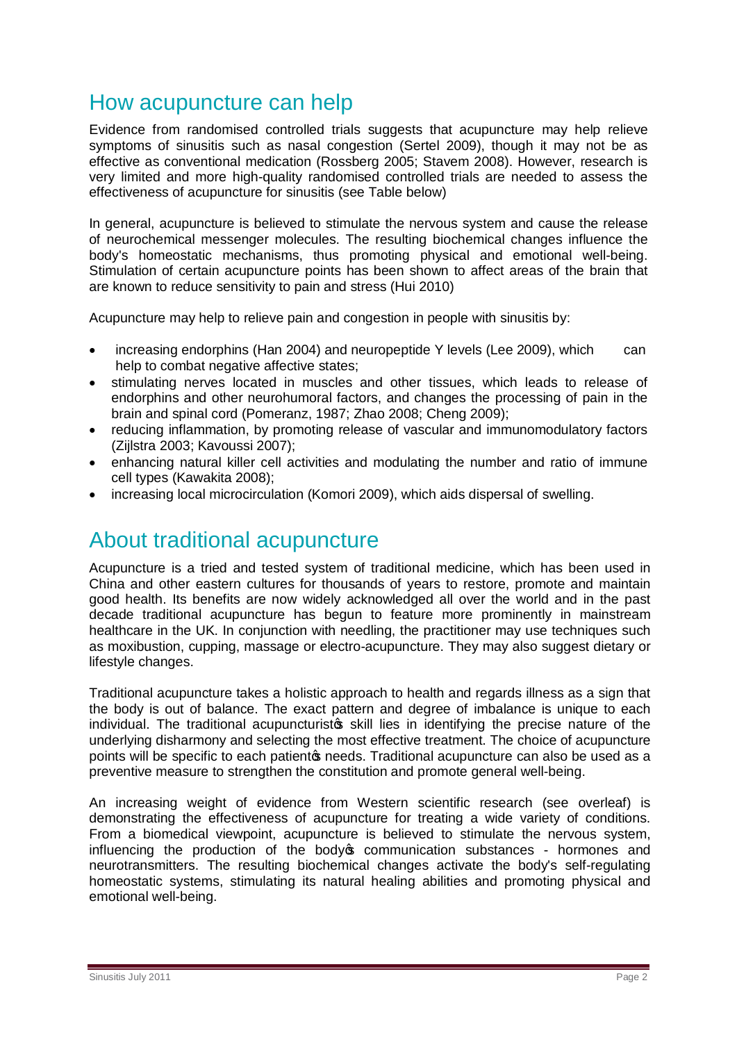## How acupuncture can help

Evidence from randomised controlled trials suggests that acupuncture may help relieve symptoms of sinusitis such as nasal congestion (Sertel 2009), though it may not be as effective as conventional medication (Rossberg 2005; Stavem 2008). However, research is very limited and more high-quality randomised controlled trials are needed to assess the effectiveness of acupuncture for sinusitis (see Table below)

In general, acupuncture is believed to stimulate the nervous system and cause the release of neurochemical messenger molecules. The resulting biochemical changes influence the body's homeostatic mechanisms, thus promoting physical and emotional well-being. Stimulation of certain acupuncture points has been shown to affect areas of the brain that are known to reduce sensitivity to pain and stress (Hui 2010)

Acupuncture may help to relieve pain and congestion in people with sinusitis by:

- increasing endorphins (Han 2004) and neuropeptide Y levels (Lee 2009), which can help to combat negative affective states;
- stimulating nerves located in muscles and other tissues, which leads to release of endorphins and other neurohumoral factors, and changes the processing of pain in the brain and spinal cord (Pomeranz, 1987; Zhao 2008; Cheng 2009);
- reducing inflammation, by promoting release of vascular and immunomodulatory factors (Zijlstra 2003; Kavoussi 2007);
- enhancing natural killer cell activities and modulating the number and ratio of immune cell types (Kawakita 2008);
- increasing local microcirculation (Komori 2009), which aids dispersal of swelling.

## About traditional acupuncture

Acupuncture is a tried and tested system of traditional medicine, which has been used in China and other eastern cultures for thousands of years to restore, promote and maintain good health. Its benefits are now widely acknowledged all over the world and in the past decade traditional acupuncture has begun to feature more prominently in mainstream healthcare in the UK. In conjunction with needling, the practitioner may use techniques such as moxibustion, cupping, massage or electro-acupuncture. They may also suggest dietary or lifestyle changes.

Traditional acupuncture takes a holistic approach to health and regards illness as a sign that the body is out of balance. The exact pattern and degree of imbalance is unique to each individual. The traditional acupuncturist's skill lies in identifying the precise nature of the underlying disharmony and selecting the most effective treatment. The choice of acupuncture points will be specific to each patient's needs. Traditional acupuncture can also be used as a preventive measure to strengthen the constitution and promote general well-being.

An increasing weight of evidence from Western scientific research (see overleaf) is demonstrating the effectiveness of acupuncture for treating a wide variety of conditions. From a biomedical viewpoint, acupuncture is believed to stimulate the nervous system, influencing the production of the body's communication substances - hormones and neurotransmitters. The resulting biochemical changes activate the body's self-regulating homeostatic systems, stimulating its natural healing abilities and promoting physical and emotional well-being.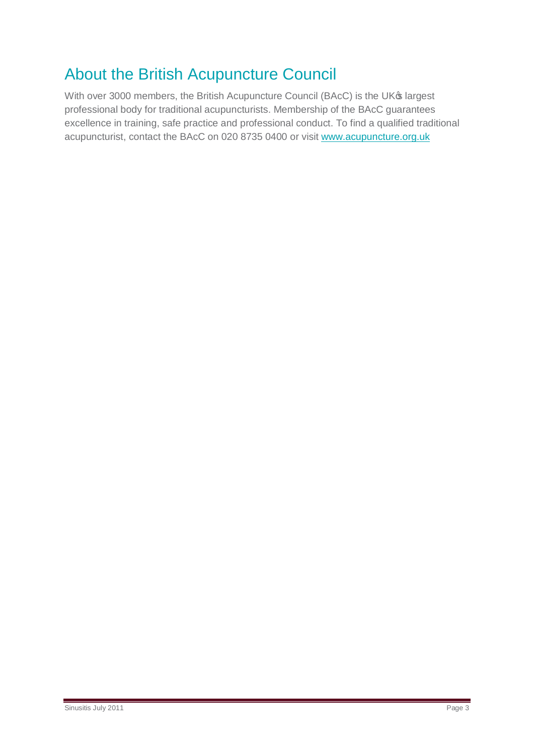## About the British Acupuncture Council

With over 3000 members, the British Acupuncture Council (BAcC) is the UKꞌs largest professional body for traditional acupuncturists. Membership of the BAcC guarantees excellence in training, safe practice and professional conduct. To find a qualified traditional acupuncturist, contact the BAcC on 020 8735 0400 or visit [www.acupuncture.org.uk](http://www.acupuncture.org.uk)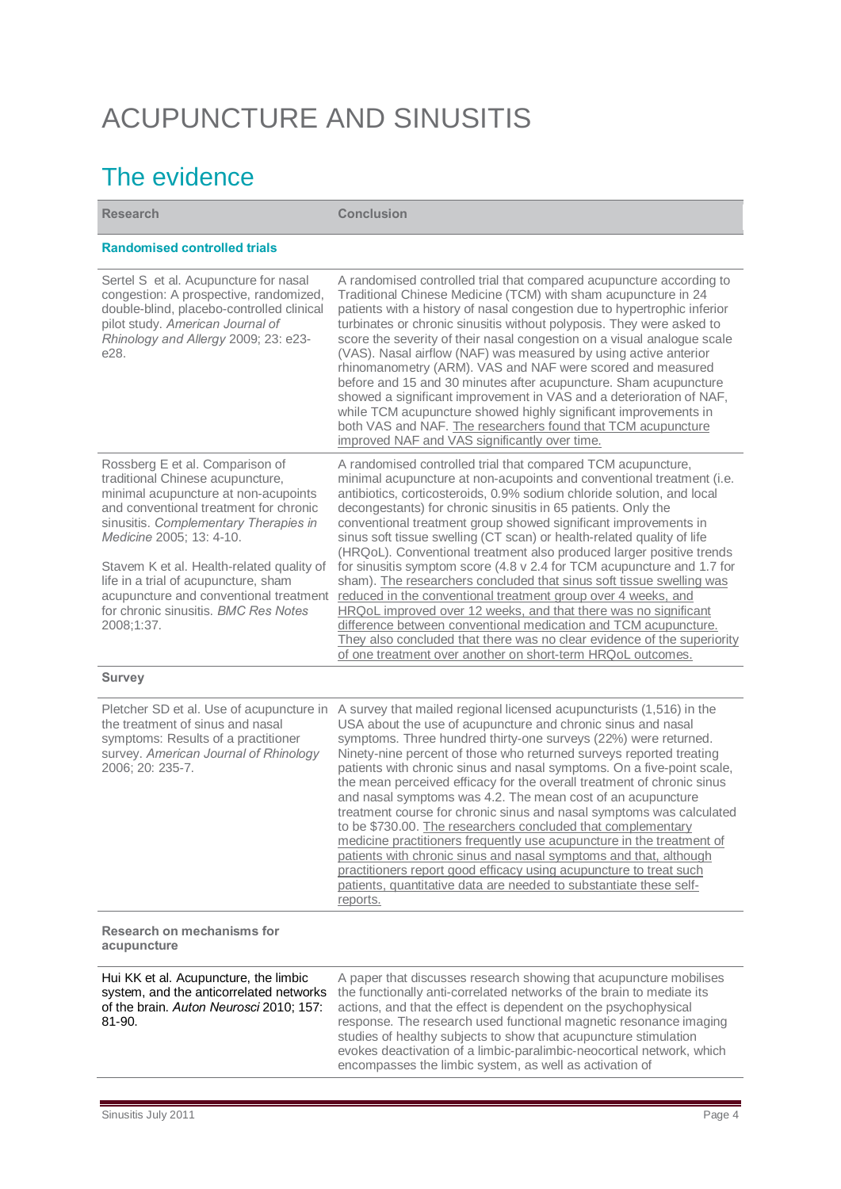# ACUPUNCTURE AND SINUSITIS

## The evidence

| Research | Conclusion |
|---|---|
| **Randomised controlled trials** | |
| Sertel S et al. Acupuncture for nasal congestion: A prospective, randomized, double-blind, placebo-controlled clinical pilot study. *American Journal of Rhinology and Allergy* 2009; 23: e23-e28. | A randomised controlled trial that compared acupuncture according to Traditional Chinese Medicine (TCM) with sham acupuncture in 24 patients with a history of nasal congestion due to hypertrophic inferior turbinates or chronic sinusitis without polyposis. They were asked to score the severity of their nasal congestion on a visual analogue scale (VAS). Nasal airflow (NAF) was measured by using active anterior rhinomanometry (ARM). VAS and NAF were scored and measured before and 15 and 30 minutes after acupuncture. Sham acupuncture showed a significant improvement in VAS and a deterioration of NAF, while TCM acupuncture showed highly significant improvements in both VAS and NAF. The researchers found that TCM acupuncture improved NAF and VAS significantly over time. |
| Rossberg E et al. Comparison of traditional Chinese acupuncture, minimal acupuncture at non-acupoints and conventional treatment for chronic sinusitis. *Complementary Therapies in Medicine* 2005; 13: 4-10.<br><br>Stavem K et al. Health-related quality of life in a trial of acupuncture, sham acupuncture and conventional treatment for chronic sinusitis. *BMC Res Notes* 2008;1:37. | A randomised controlled trial that compared TCM acupuncture, minimal acupuncture at non-acupoints and conventional treatment (i.e. antibiotics, corticosteroids, 0.9% sodium chloride solution, and local decongestants) for chronic sinusitis in 65 patients. Only the conventional treatment group showed significant improvements in sinus soft tissue swelling (CT scan) or health-related quality of life (HRQoL). Conventional treatment also produced larger positive trends for sinusitis symptom score (4.8 v 2.4 for TCM acupuncture and 1.7 for sham). The researchers concluded that sinus soft tissue swelling was reduced in the conventional treatment group over 4 weeks, and HRQoL improved over 12 weeks, and that there was no significant difference between conventional medication and TCM acupuncture. They also concluded that there was no clear evidence of the superiority of one treatment over another on short-term HRQoL outcomes. |
| **Survey** | |
| Pletcher SD et al. Use of acupuncture in the treatment of sinus and nasal symptoms: Results of a practitioner survey. *American Journal of Rhinology* 2006; 20: 235-7. | A survey that mailed regional licensed acupuncturists (1,516) in the USA about the use of acupuncture and chronic sinus and nasal symptoms. Three hundred thirty-one surveys (22%) were returned. Ninety-nine percent of those who returned surveys reported treating patients with chronic sinus and nasal symptoms. On a five-point scale, the mean perceived efficacy for the overall treatment of chronic sinus and nasal symptoms was 4.2. The mean cost of an acupuncture treatment course for chronic sinus and nasal symptoms was calculated to be $730.00. The researchers concluded that complementary medicine practitioners frequently use acupuncture in the treatment of patients with chronic sinus and nasal symptoms and that, although practitioners report good efficacy using acupuncture to treat such patients, quantitative data are needed to substantiate these self-reports. |
| **Research on mechanisms for acupuncture** | |
| Hui KK et al. Acupuncture, the limbic system, and the anticorrelated networks of the brain. *Auton Neurosci* 2010; 157: 81-90. | A paper that discusses research showing that acupuncture mobilises the functionally anti-correlated networks of the brain to mediate its actions, and that the effect is dependent on the psychophysical response. The research used functional magnetic resonance imaging studies of healthy subjects to show that acupuncture stimulation evokes deactivation of a limbic-paralimbic-neocortical network, which encompasses the limbic system, as well as activation of |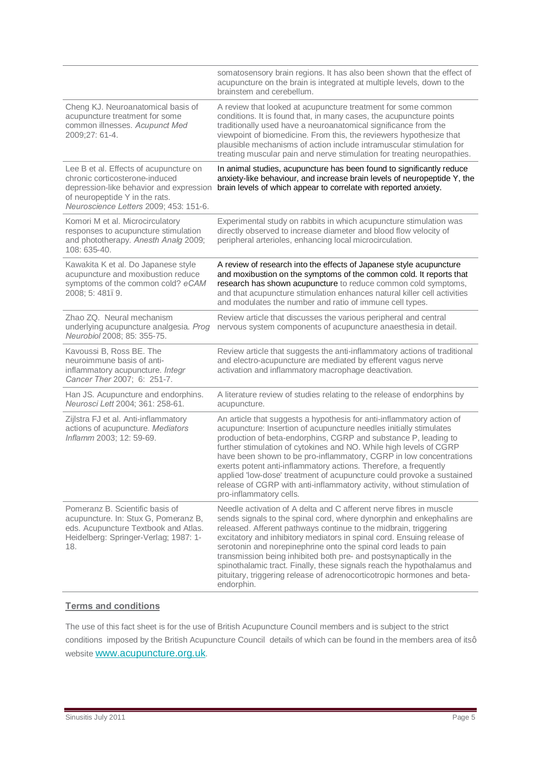| | |
|---|---|
| | somatosensory brain regions. It has also been shown that the effect of acupuncture on the brain is integrated at multiple levels, down to the brainstem and cerebellum. |
| Cheng KJ. Neuroanatomical basis of acupuncture treatment for some common illnesses. *Acupunct Med* 2009;27: 61-4. | A review that looked at acupuncture treatment for some common conditions. It is found that, in many cases, the acupuncture points traditionally used have a neuroanatomical significance from the viewpoint of biomedicine. From this, the reviewers hypothesize that plausible mechanisms of action include intramuscular stimulation for treating muscular pain and nerve stimulation for treating neuropathies. |
| Lee B et al. Effects of acupuncture on chronic corticosterone-induced depression-like behavior and expression of neuropeptide Y in the rats. *Neuroscience Letters* 2009; 453: 151-6. | In animal studies, acupuncture has been found to significantly reduce anxiety-like behaviour, and increase brain levels of neuropeptide Y, the brain levels of which appear to correlate with reported anxiety. |
| Komori M et al. Microcirculatory responses to acupuncture stimulation and phototherapy. *Anesth Analg* 2009; 108: 635-40. | Experimental study on rabbits in which acupuncture stimulation was directly observed to increase diameter and blood flow velocity of peripheral arterioles, enhancing local microcirculation. |
| Kawakita K et al. Do Japanese style acupuncture and moxibustion reduce symptoms of the common cold? *eCAM* 2008; 5: 481ï 9. | A review of research into the effects of Japanese style acupuncture and moxibustion on the symptoms of the common cold. It reports that research has shown acupuncture to reduce common cold symptoms, and that acupuncture stimulation enhances natural killer cell activities and modulates the number and ratio of immune cell types. |
| Zhao ZQ. Neural mechanism underlying acupuncture analgesia. *Prog Neurobiol* 2008; 85: 355-75. | Review article that discusses the various peripheral and central nervous system components of acupuncture anaesthesia in detail. |
| Kavoussi B, Ross BE. The neuroimmune basis of anti-inflammatory acupuncture. *Integr Cancer Ther* 2007; 6: 251-7. | Review article that suggests the anti-inflammatory actions of traditional and electro-acupuncture are mediated by efferent vagus nerve activation and inflammatory macrophage deactivation. |
| Han JS. Acupuncture and endorphins. *Neurosci Lett* 2004; 361: 258-61. | A literature review of studies relating to the release of endorphins by acupuncture. |
| Zijlstra FJ et al. Anti-inflammatory actions of acupuncture. *Mediators Inflamm* 2003; 12: 59-69. | An article that suggests a hypothesis for anti-inflammatory action of acupuncture: Insertion of acupuncture needles initially stimulates production of beta-endorphins, CGRP and substance P, leading to further stimulation of cytokines and NO. While high levels of CGRP have been shown to be pro-inflammatory, CGRP in low concentrations exerts potent anti-inflammatory actions. Therefore, a frequently applied 'low-dose' treatment of acupuncture could provoke a sustained release of CGRP with anti-inflammatory activity, without stimulation of pro-inflammatory cells. |
| Pomeranz B. Scientific basis of acupuncture. In: Stux G, Pomeranz B, eds. Acupuncture Textbook and Atlas. Heidelberg: Springer-Verlag; 1987: 1-18. | Needle activation of A delta and C afferent nerve fibres in muscle sends signals to the spinal cord, where dynorphin and enkephalins are released. Afferent pathways continue to the midbrain, triggering excitatory and inhibitory mediators in spinal cord. Ensuing release of serotonin and norepinephrine onto the spinal cord leads to pain transmission being inhibited both pre- and postsynaptically in the spinothalamic tract. Finally, these signals reach the hypothalamus and pituitary, triggering release of adrenocorticotropic hormones and beta-endorphin. |

**Terms and conditions**

The use of this fact sheet is for the use of British Acupuncture Council members and is subject to the strict conditions imposed by the British Acupuncture Council details of which can be found in the members area of itsô website www.acupuncture.org.uk.